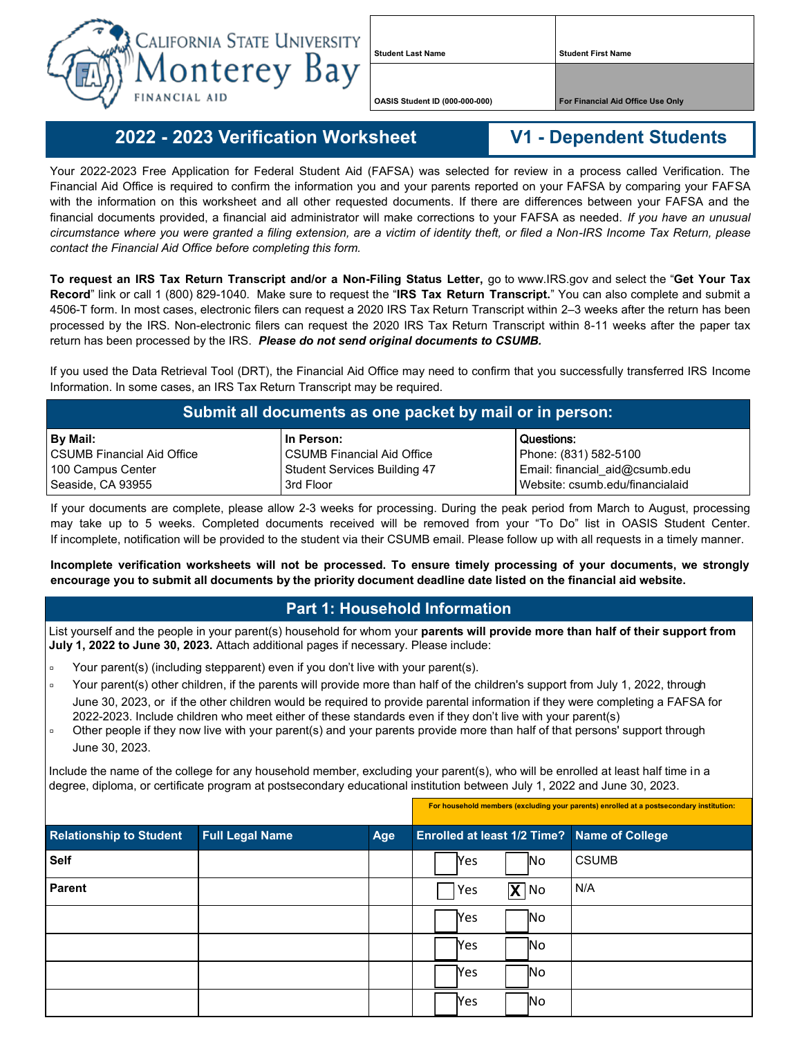California State University Monterey Bay
FINANCIAL AID

| Student Last Name | Student First Name |
| --- | --- |
| OASIS Student ID (000-000-000) | For Financial Aid Office Use Only |

## 2022 - 2023 Verification Worksheet

## V1 - Dependent Students

Your 2022-2023 Free Application for Federal Student Aid (FAFSA) was selected for review in a process called Verification. The Financial Aid Office is required to confirm the information you and your parents reported on your FAFSA by comparing your FAFSA with the information on this worksheet and all other requested documents. If there are differences between your FAFSA and the financial documents provided, a financial aid administrator will make corrections to your FAFSA as needed. *If you have an unusual circumstance where you were granted a filing extension, are a victim of identity theft, or filed a Non-IRS Income Tax Return, please contact the Financial Aid Office before completing this form.*

**To request an IRS Tax Return Transcript and/or a Non-Filing Status Letter,** go to www.IRS.gov and select the "**Get Your Tax Record**" link or call 1 (800) 829-1040. Make sure to request the "**IRS Tax Return Transcript.**" You can also complete and submit a 4506-T form. In most cases, electronic filers can request a 2020 IRS Tax Return Transcript within 2–3 weeks after the return has been processed by the IRS. Non-electronic filers can request the 2020 IRS Tax Return Transcript within 8-11 weeks after the paper tax return has been processed by the IRS. ***Please do not send original documents to CSUMB.***

If you used the Data Retrieval Tool (DRT), the Financial Aid Office may need to confirm that you successfully transferred IRS Income Information. In some cases, an IRS Tax Return Transcript may be required.

### Submit all documents as one packet by mail or in person:

| By Mail: | In Person: | Questions: |
| --- | --- | --- |
| CSUMB Financial Aid Office | CSUMB Financial Aid Office | Phone: (831) 582-5100 |
| 100 Campus Center | Student Services Building 47 | Email: financial_aid@csumb.edu |
| Seaside, CA 93955 | 3rd Floor | Website: csumb.edu/financialaid |

If your documents are complete, please allow 2-3 weeks for processing. During the peak period from March to August, processing may take up to 5 weeks. Completed documents received will be removed from your "To Do" list in OASIS Student Center. If incomplete, notification will be provided to the student via their CSUMB email. Please follow up with all requests in a timely manner.

**Incomplete verification worksheets will not be processed. To ensure timely processing of your documents, we strongly encourage you to submit all documents by the priority document deadline date listed on the financial aid website.**

## Part 1: Household Information

List yourself and the people in your parent(s) household for whom your **parents will provide more than half of their support from July 1, 2022 to June 30, 2023.** Attach additional pages if necessary. Please include:

- Your parent(s) (including stepparent) even if you don't live with your parent(s).
- Your parent(s) other children, if the parents will provide more than half of the children's support from July 1, 2022, through June 30, 2023, or if the other children would be required to provide parental information if they were completing a FAFSA for 2022-2023. Include children who meet either of these standards even if they don't live with your parent(s)
- Other people if they now live with your parent(s) and your parents provide more than half of that persons' support through June 30, 2023.

Include the name of the college for any household member, excluding your parent(s), who will be enrolled at least half time in a degree, diploma, or certificate program at postsecondary educational institution between July 1, 2022 and June 30, 2023.

| | | | For household members (excluding your parents) enrolled at a postsecondary institution: | |
| --- | --- | --- | --- | --- |
| **Relationship to Student** | **Full Legal Name** | **Age** | **Enrolled at least 1/2 Time?** | **Name of College** |
| **Self** | | | ☐ Yes ☐ No | CSUMB |
| **Parent** | | | ☐ Yes ☒ No | N/A |
| | | | ☐ Yes ☐ No | |
| | | | ☐ Yes ☐ No | |
| | | | ☐ Yes ☐ No | |
| | | | ☐ Yes ☐ No | |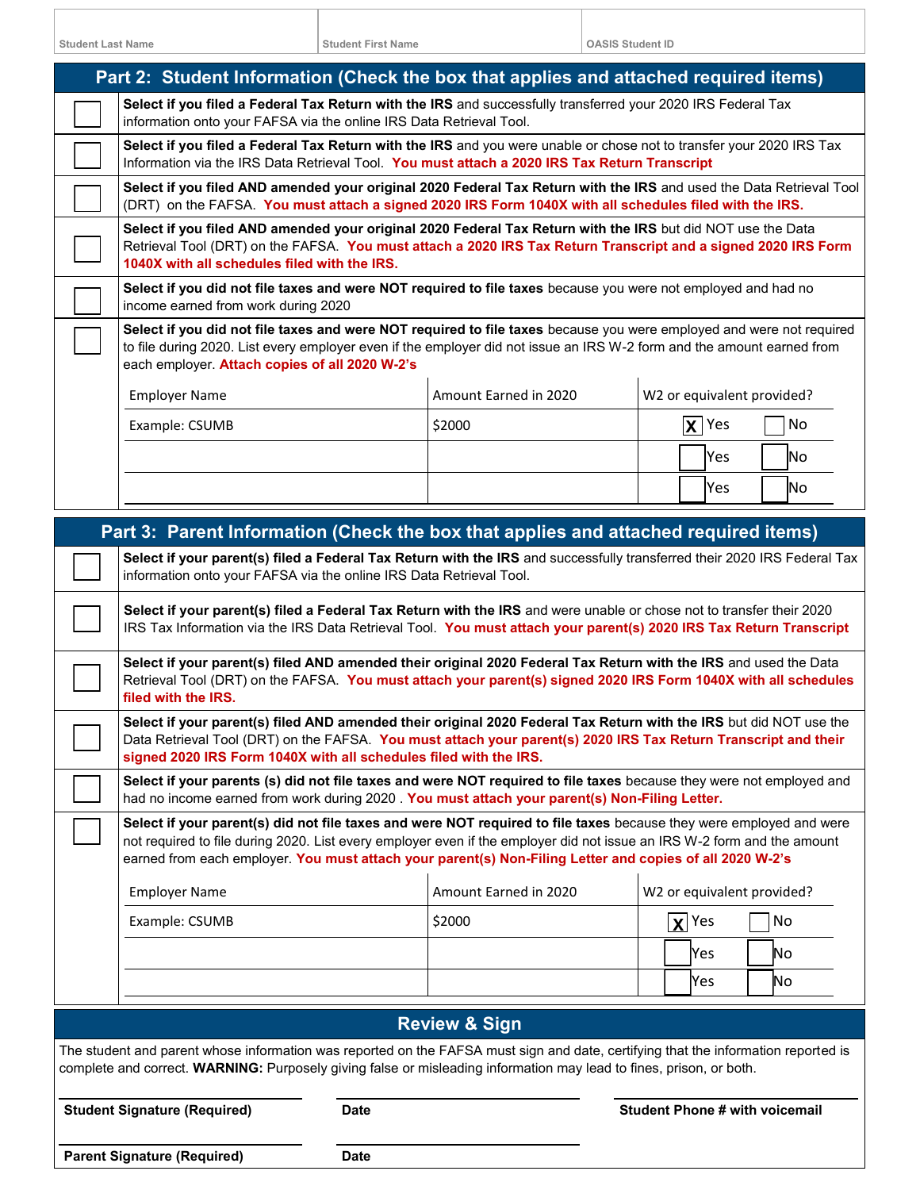| Student Last Name | Student First Name | OASIS Student ID |
|---|---|---|
| | | |

## Part 2: Student Information (Check the box that applies and attached required items)

☐ **Select if you filed a Federal Tax Return with the IRS** and successfully transferred your 2020 IRS Federal Tax information onto your FAFSA via the online IRS Data Retrieval Tool.

☐ **Select if you filed a Federal Tax Return with the IRS** and you were unable or chose not to transfer your 2020 IRS Tax Information via the IRS Data Retrieval Tool. **You must attach a 2020 IRS Tax Return Transcript**

☐ **Select if you filed AND amended your original 2020 Federal Tax Return with the IRS** and used the Data Retrieval Tool (DRT) on the FAFSA. **You must attach a signed 2020 IRS Form 1040X with all schedules filed with the IRS.**

☐ **Select if you filed AND amended your original 2020 Federal Tax Return with the IRS** but did NOT use the Data Retrieval Tool (DRT) on the FAFSA. **You must attach a 2020 IRS Tax Return Transcript and a signed 2020 IRS Form 1040X with all schedules filed with the IRS.**

☐ **Select if you did not file taxes and were NOT required to file taxes** because you were not employed and had no income earned from work during 2020

☐ **Select if you did not file taxes and were NOT required to file taxes** because you were employed and were not required to file during 2020. List every employer even if the employer did not issue an IRS W-2 form and the amount earned from each employer. **Attach copies of all 2020 W-2's**

| Employer Name | Amount Earned in 2020 | W2 or equivalent provided? |
|---|---|---|
| Example: CSUMB | $2000 | ☒ Yes ☐ No |
| | | ☐ Yes ☐ No |
| | | ☐ Yes ☐ No |

## Part 3: Parent Information (Check the box that applies and attached required items)

☐ **Select if your parent(s) filed a Federal Tax Return with the IRS** and successfully transferred their 2020 IRS Federal Tax information onto your FAFSA via the online IRS Data Retrieval Tool.

☐ **Select if your parent(s) filed a Federal Tax Return with the IRS** and were unable or chose not to transfer their 2020 IRS Tax Information via the IRS Data Retrieval Tool. **You must attach your parent(s) 2020 IRS Tax Return Transcript**

☐ **Select if your parent(s) filed AND amended their original 2020 Federal Tax Return with the IRS** and used the Data Retrieval Tool (DRT) on the FAFSA. **You must attach your parent(s) signed 2020 IRS Form 1040X with all schedules filed with the IRS.**

☐ **Select if your parent(s) filed AND amended their original 2020 Federal Tax Return with the IRS** but did NOT use the Data Retrieval Tool (DRT) on the FAFSA. **You must attach your parent(s) 2020 IRS Tax Return Transcript and their signed 2020 IRS Form 1040X with all schedules filed with the IRS.**

☐ **Select if your parents (s) did not file taxes and were NOT required to file taxes** because they were not employed and had no income earned from work during 2020 . **You must attach your parent(s) Non-Filing Letter.**

☐ **Select if your parent(s) did not file taxes and were NOT required to file taxes** because they were employed and were not required to file during 2020. List every employer even if the employer did not issue an IRS W-2 form and the amount earned from each employer. **You must attach your parent(s) Non-Filing Letter and copies of all 2020 W-2's**

| Employer Name | Amount Earned in 2020 | W2 or equivalent provided? |
|---|---|---|
| Example: CSUMB | $2000 | ☒ Yes ☐ No |
| | | ☐ Yes ☐ No |
| | | ☐ Yes ☐ No |

## Review & Sign

The student and parent whose information was reported on the FAFSA must sign and date, certifying that the information reported is complete and correct. **WARNING:** Purposely giving false or misleading information may lead to fines, prison, or both.

| | | |
|---|---|---|
| **Student Signature (Required)** | **Date** | **Student Phone # with voicemail** |
| **Parent Signature (Required)** | **Date** | |